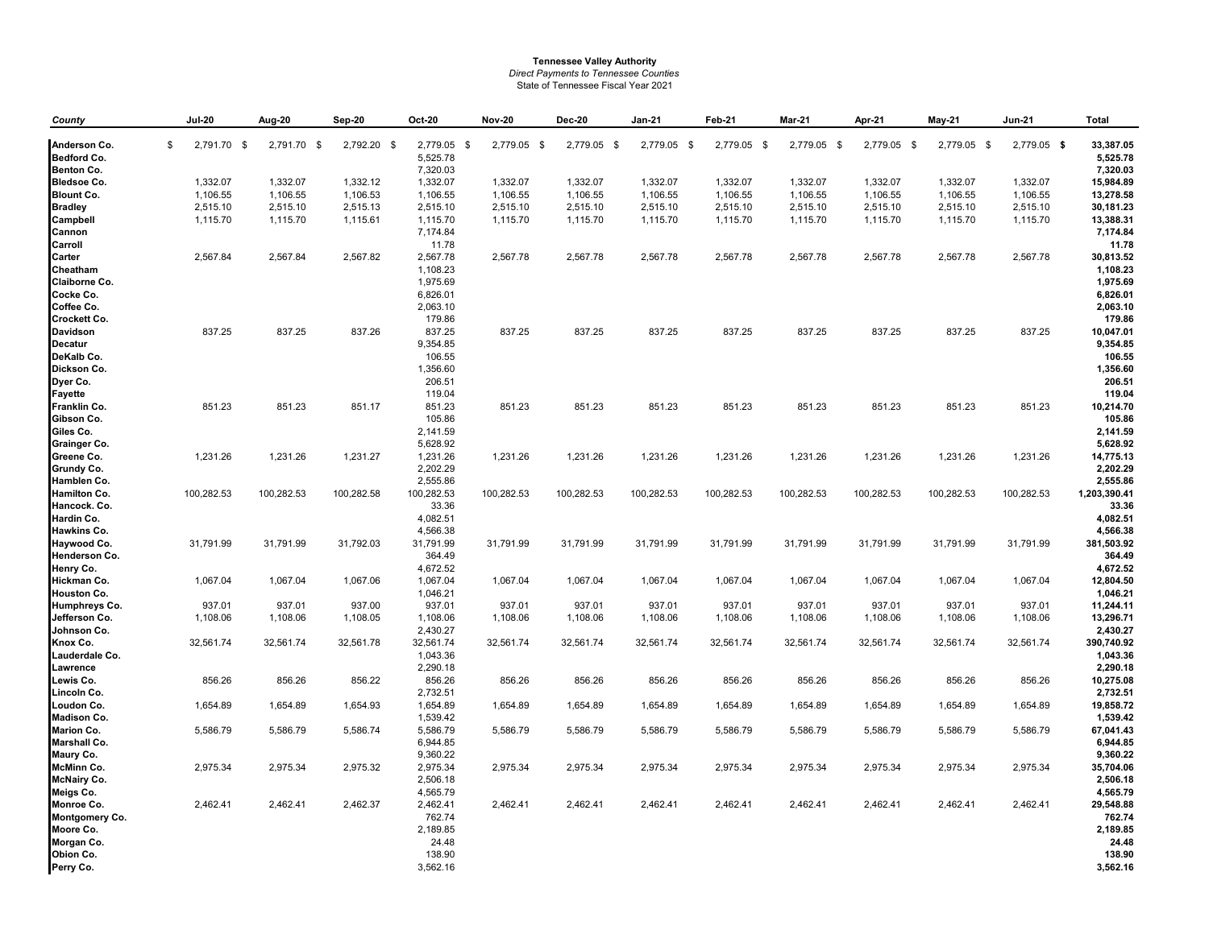**Tennessee Valley Authority**
*Direct Payments to Tennessee Counties*
State of Tennessee Fiscal Year 2021

| *County* | Jul-20 | Aug-20 | Sep-20 | Oct-20 | Nov-20 | Dec-20 | Jan-21 | Feb-21 | Mar-21 | Apr-21 | May-21 | Jun-21 | Total |
|---|---|---|---|---|---|---|---|---|---|---|---|---|---|
| **Anderson Co.** | $ 2,791.70 | $ 2,791.70 | $ 2,792.20 | $ 2,779.05 | $ 2,779.05 | $ 2,779.05 | $ 2,779.05 | $ 2,779.05 | $ 2,779.05 | $ 2,779.05 | $ 2,779.05 | $ 2,779.05 | **$ 33,387.05** |
| **Bedford Co.** | | | | 5,525.78 | | | | | | | | | **5,525.78** |
| **Benton Co.** | | | | 7,320.03 | | | | | | | | | **7,320.03** |
| **Bledsoe Co.** | 1,332.07 | 1,332.07 | 1,332.12 | 1,332.07 | 1,332.07 | 1,332.07 | 1,332.07 | 1,332.07 | 1,332.07 | 1,332.07 | 1,332.07 | 1,332.07 | **15,984.89** |
| **Blount Co.** | 1,106.55 | 1,106.55 | 1,106.53 | 1,106.55 | 1,106.55 | 1,106.55 | 1,106.55 | 1,106.55 | 1,106.55 | 1,106.55 | 1,106.55 | 1,106.55 | **13,278.58** |
| **Bradley** | 2,515.10 | 2,515.10 | 2,515.13 | 2,515.10 | 2,515.10 | 2,515.10 | 2,515.10 | 2,515.10 | 2,515.10 | 2,515.10 | 2,515.10 | 2,515.10 | **30,181.23** |
| **Campbell** | 1,115.70 | 1,115.70 | 1,115.61 | 1,115.70 | 1,115.70 | 1,115.70 | 1,115.70 | 1,115.70 | 1,115.70 | 1,115.70 | 1,115.70 | 1,115.70 | **13,388.31** |
| **Cannon** | | | | 7,174.84 | | | | | | | | | **7,174.84** |
| **Carroll** | | | | 11.78 | | | | | | | | | **11.78** |
| **Carter** | 2,567.84 | 2,567.84 | 2,567.82 | 2,567.78 | 2,567.78 | 2,567.78 | 2,567.78 | 2,567.78 | 2,567.78 | 2,567.78 | 2,567.78 | 2,567.78 | **30,813.52** |
| **Cheatham** | | | | 1,108.23 | | | | | | | | | **1,108.23** |
| **Claiborne Co.** | | | | 1,975.69 | | | | | | | | | **1,975.69** |
| **Cocke Co.** | | | | 6,826.01 | | | | | | | | | **6,826.01** |
| **Coffee Co.** | | | | 2,063.10 | | | | | | | | | **2,063.10** |
| **Crockett Co.** | | | | 179.86 | | | | | | | | | **179.86** |
| **Davidson** | 837.25 | 837.25 | 837.26 | 837.25 | 837.25 | 837.25 | 837.25 | 837.25 | 837.25 | 837.25 | 837.25 | 837.25 | **10,047.01** |
| **Decatur** | | | | 9,354.85 | | | | | | | | | **9,354.85** |
| **DeKalb Co.** | | | | 106.55 | | | | | | | | | **106.55** |
| **Dickson Co.** | | | | 1,356.60 | | | | | | | | | **1,356.60** |
| **Dyer Co.** | | | | 206.51 | | | | | | | | | **206.51** |
| **Fayette** | | | | 119.04 | | | | | | | | | **119.04** |
| **Franklin Co.** | 851.23 | 851.23 | 851.17 | 851.23 | 851.23 | 851.23 | 851.23 | 851.23 | 851.23 | 851.23 | 851.23 | 851.23 | **10,214.70** |
| **Gibson Co.** | | | | 105.86 | | | | | | | | | **105.86** |
| **Giles Co.** | | | | 2,141.59 | | | | | | | | | **2,141.59** |
| **Grainger Co.** | | | | 5,628.92 | | | | | | | | | **5,628.92** |
| **Greene Co.** | 1,231.26 | 1,231.26 | 1,231.27 | 1,231.26 | 1,231.26 | 1,231.26 | 1,231.26 | 1,231.26 | 1,231.26 | 1,231.26 | 1,231.26 | 1,231.26 | **14,775.13** |
| **Grundy Co.** | | | | 2,202.29 | | | | | | | | | **2,202.29** |
| **Hamblen Co.** | | | | 2,555.86 | | | | | | | | | **2,555.86** |
| **Hamilton Co.** | 100,282.53 | 100,282.53 | 100,282.58 | 100,282.53 | 100,282.53 | 100,282.53 | 100,282.53 | 100,282.53 | 100,282.53 | 100,282.53 | 100,282.53 | 100,282.53 | **1,203,390.41** |
| **Hancock. Co.** | | | | 33.36 | | | | | | | | | **33.36** |
| **Hardin Co.** | | | | 4,082.51 | | | | | | | | | **4,082.51** |
| **Hawkins Co.** | | | | 4,566.38 | | | | | | | | | **4,566.38** |
| **Haywood Co.** | 31,791.99 | 31,791.99 | 31,792.03 | 31,791.99 | 31,791.99 | 31,791.99 | 31,791.99 | 31,791.99 | 31,791.99 | 31,791.99 | 31,791.99 | 31,791.99 | **381,503.92** |
| **Henderson Co.** | | | | 364.49 | | | | | | | | | **364.49** |
| **Henry Co.** | | | | 4,672.52 | | | | | | | | | **4,672.52** |
| **Hickman Co.** | 1,067.04 | 1,067.04 | 1,067.06 | 1,067.04 | 1,067.04 | 1,067.04 | 1,067.04 | 1,067.04 | 1,067.04 | 1,067.04 | 1,067.04 | 1,067.04 | **12,804.50** |
| **Houston Co.** | | | | 1,046.21 | | | | | | | | | **1,046.21** |
| **Humphreys Co.** | 937.01 | 937.01 | 937.00 | 937.01 | 937.01 | 937.01 | 937.01 | 937.01 | 937.01 | 937.01 | 937.01 | 937.01 | **11,244.11** |
| **Jefferson Co.** | 1,108.06 | 1,108.06 | 1,108.05 | 1,108.06 | 1,108.06 | 1,108.06 | 1,108.06 | 1,108.06 | 1,108.06 | 1,108.06 | 1,108.06 | 1,108.06 | **13,296.71** |
| **Johnson Co.** | | | | 2,430.27 | | | | | | | | | **2,430.27** |
| **Knox Co.** | 32,561.74 | 32,561.74 | 32,561.78 | 32,561.74 | 32,561.74 | 32,561.74 | 32,561.74 | 32,561.74 | 32,561.74 | 32,561.74 | 32,561.74 | 32,561.74 | **390,740.92** |
| **Lauderdale Co.** | | | | 1,043.36 | | | | | | | | | **1,043.36** |
| **Lawrence** | | | | 2,290.18 | | | | | | | | | **2,290.18** |
| **Lewis Co.** | 856.26 | 856.26 | 856.22 | 856.26 | 856.26 | 856.26 | 856.26 | 856.26 | 856.26 | 856.26 | 856.26 | 856.26 | **10,275.08** |
| **Lincoln Co.** | | | | 2,732.51 | | | | | | | | | **2,732.51** |
| **Loudon Co.** | 1,654.89 | 1,654.89 | 1,654.93 | 1,654.89 | 1,654.89 | 1,654.89 | 1,654.89 | 1,654.89 | 1,654.89 | 1,654.89 | 1,654.89 | 1,654.89 | **19,858.72** |
| **Madison Co.** | | | | 1,539.42 | | | | | | | | | **1,539.42** |
| **Marion Co.** | 5,586.79 | 5,586.79 | 5,586.74 | 5,586.79 | 5,586.79 | 5,586.79 | 5,586.79 | 5,586.79 | 5,586.79 | 5,586.79 | 5,586.79 | 5,586.79 | **67,041.43** |
| **Marshall Co.** | | | | 6,944.85 | | | | | | | | | **6,944.85** |
| **Maury Co.** | | | | 9,360.22 | | | | | | | | | **9,360.22** |
| **McMinn Co.** | 2,975.34 | 2,975.34 | 2,975.32 | 2,975.34 | 2,975.34 | 2,975.34 | 2,975.34 | 2,975.34 | 2,975.34 | 2,975.34 | 2,975.34 | 2,975.34 | **35,704.06** |
| **McNairy Co.** | | | | 2,506.18 | | | | | | | | | **2,506.18** |
| **Meigs Co.** | | | | 4,565.79 | | | | | | | | | **4,565.79** |
| **Monroe Co.** | 2,462.41 | 2,462.41 | 2,462.37 | 2,462.41 | 2,462.41 | 2,462.41 | 2,462.41 | 2,462.41 | 2,462.41 | 2,462.41 | 2,462.41 | 2,462.41 | **29,548.88** |
| **Montgomery Co.** | | | | 762.74 | | | | | | | | | **762.74** |
| **Moore Co.** | | | | 2,189.85 | | | | | | | | | **2,189.85** |
| **Morgan Co.** | | | | 24.48 | | | | | | | | | **24.48** |
| **Obion Co.** | | | | 138.90 | | | | | | | | | **138.90** |
| **Perry Co.** | | | | 3,562.16 | | | | | | | | | **3,562.16** |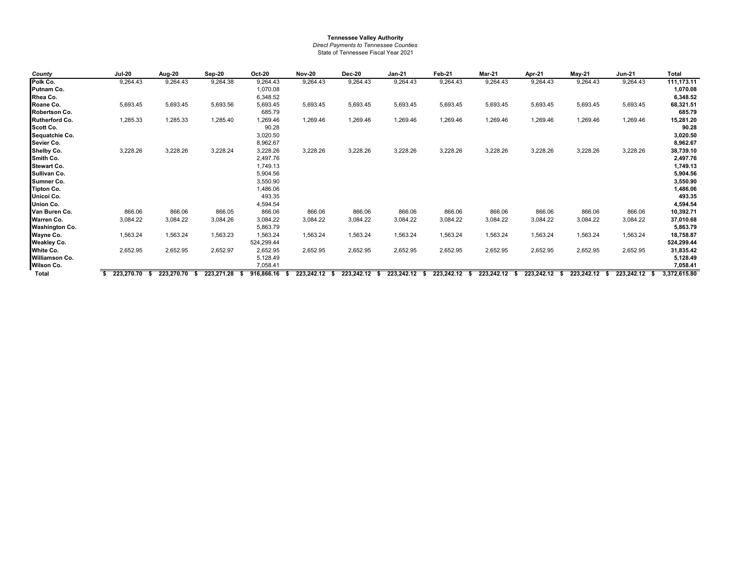**Tennessee Valley Authority**
*Direct Payments to Tennessee Counties*
State of Tennessee Fiscal Year 2021

| County | Jul-20 | Aug-20 | Sep-20 | Oct-20 | Nov-20 | Dec-20 | Jan-21 | Feb-21 | Mar-21 | Apr-21 | May-21 | Jun-21 | Total |
|---|---|---|---|---|---|---|---|---|---|---|---|---|---|
| **Polk Co.** | 9,264.43 | 9,264.43 | 9,264.38 | 9,264.43 | 9,264.43 | 9,264.43 | 9,264.43 | 9,264.43 | 9,264.43 | 9,264.43 | 9,264.43 | 9,264.43 | **111,173.11** |
| **Putnam Co.** | | | | 1,070.08 | | | | | | | | | **1,070.08** |
| **Rhea Co.** | | | | 6,348.52 | | | | | | | | | **6,348.52** |
| **Roane Co.** | 5,693.45 | 5,693.45 | 5,693.56 | 5,693.45 | 5,693.45 | 5,693.45 | 5,693.45 | 5,693.45 | 5,693.45 | 5,693.45 | 5,693.45 | 5,693.45 | **68,321.51** |
| **Robertson Co.** | | | | 685.79 | | | | | | | | | **685.79** |
| **Rutherford Co.** | 1,285.33 | 1,285.33 | 1,285.40 | 1,269.46 | 1,269.46 | 1,269.46 | 1,269.46 | 1,269.46 | 1,269.46 | 1,269.46 | 1,269.46 | 1,269.46 | **15,281.20** |
| **Scott Co.** | | | | 90.28 | | | | | | | | | **90.28** |
| **Sequatchie Co.** | | | | 3,020.50 | | | | | | | | | **3,020.50** |
| **Sevier Co.** | | | | 8,962.67 | | | | | | | | | **8,962.67** |
| **Shelby Co.** | 3,228.26 | 3,228.26 | 3,228.24 | 3,228.26 | 3,228.26 | 3,228.26 | 3,228.26 | 3,228.26 | 3,228.26 | 3,228.26 | 3,228.26 | 3,228.26 | **38,739.10** |
| **Smith Co.** | | | | 2,497.76 | | | | | | | | | **2,497.76** |
| **Stewart Co.** | | | | 1,749.13 | | | | | | | | | **1,749.13** |
| **Sullivan Co.** | | | | 5,904.56 | | | | | | | | | **5,904.56** |
| **Sumner Co.** | | | | 3,550.90 | | | | | | | | | **3,550.90** |
| **Tipton Co.** | | | | 1,486.06 | | | | | | | | | **1,486.06** |
| **Unicoi Co.** | | | | 493.35 | | | | | | | | | **493.35** |
| **Union Co.** | | | | 4,594.54 | | | | | | | | | **4,594.54** |
| **Van Buren Co.** | 866.06 | 866.06 | 866.05 | 866.06 | 866.06 | 866.06 | 866.06 | 866.06 | 866.06 | 866.06 | 866.06 | 866.06 | **10,392.71** |
| **Warren Co.** | 3,084.22 | 3,084.22 | 3,084.26 | 3,084.22 | 3,084.22 | 3,084.22 | 3,084.22 | 3,084.22 | 3,084.22 | 3,084.22 | 3,084.22 | 3,084.22 | **37,010.68** |
| **Washington Co.** | | | | 5,863.79 | | | | | | | | | **5,863.79** |
| **Wayne Co.** | 1,563.24 | 1,563.24 | 1,563.23 | 1,563.24 | 1,563.24 | 1,563.24 | 1,563.24 | 1,563.24 | 1,563.24 | 1,563.24 | 1,563.24 | 1,563.24 | **18,758.87** |
| **Weakley Co.** | | | | 524,299.44 | | | | | | | | | **524,299.44** |
| **White Co.** | 2,652.95 | 2,652.95 | 2,652.97 | 2,652.95 | 2,652.95 | 2,652.95 | 2,652.95 | 2,652.95 | 2,652.95 | 2,652.95 | 2,652.95 | 2,652.95 | **31,835.42** |
| **Williamson Co.** | | | | 5,128.49 | | | | | | | | | **5,128.49** |
| **Wilson Co.** | | | | 7,058.41 | | | | | | | | | **7,058.41** |
| **Total** | **$ 223,270.70** | **$ 223,270.70** | **$ 223,271.28** | **$ 916,866.16** | **$ 223,242.12** | **$ 223,242.12** | **$ 223,242.12** | **$ 223,242.12** | **$ 223,242.12** | **$ 223,242.12** | **$ 223,242.12** | **$ 223,242.12** | **$ 3,372,615.80** |